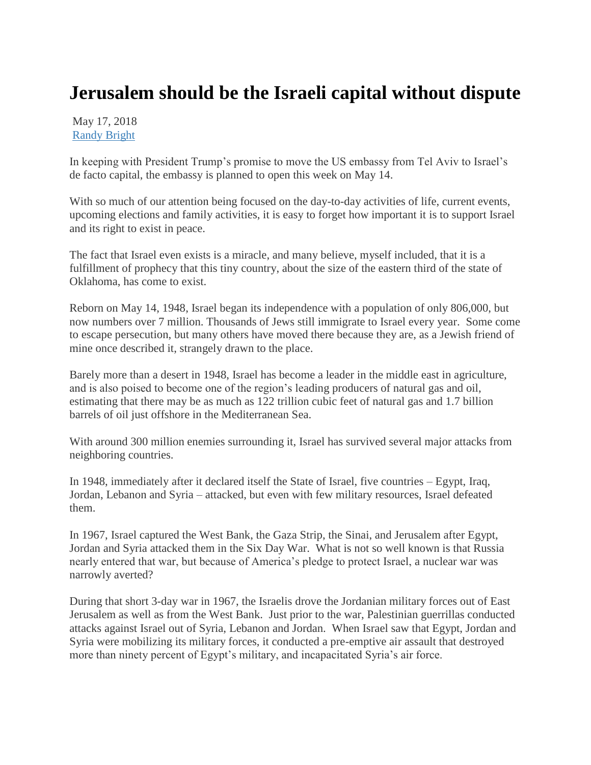# Jerusalem should be the Israeli capital without dispute

May 17, 2018
[Randy Bright]

In keeping with President Trump's promise to move the US embassy from Tel Aviv to Israel's de facto capital, the embassy is planned to open this week on May 14.

With so much of our attention being focused on the day-to-day activities of life, current events, upcoming elections and family activities, it is easy to forget how important it is to support Israel and its right to exist in peace.

The fact that Israel even exists is a miracle, and many believe, myself included, that it is a fulfillment of prophecy that this tiny country, about the size of the eastern third of the state of Oklahoma, has come to exist.

Reborn on May 14, 1948, Israel began its independence with a population of only 806,000, but now numbers over 7 million. Thousands of Jews still immigrate to Israel every year. Some come to escape persecution, but many others have moved there because they are, as a Jewish friend of mine once described it, strangely drawn to the place.

Barely more than a desert in 1948, Israel has become a leader in the middle east in agriculture, and is also poised to become one of the region's leading producers of natural gas and oil, estimating that there may be as much as 122 trillion cubic feet of natural gas and 1.7 billion barrels of oil just offshore in the Mediterranean Sea.

With around 300 million enemies surrounding it, Israel has survived several major attacks from neighboring countries.

In 1948, immediately after it declared itself the State of Israel, five countries – Egypt, Iraq, Jordan, Lebanon and Syria – attacked, but even with few military resources, Israel defeated them.

In 1967, Israel captured the West Bank, the Gaza Strip, the Sinai, and Jerusalem after Egypt, Jordan and Syria attacked them in the Six Day War. What is not so well known is that Russia nearly entered that war, but because of America's pledge to protect Israel, a nuclear war was narrowly averted?

During that short 3-day war in 1967, the Israelis drove the Jordanian military forces out of East Jerusalem as well as from the West Bank. Just prior to the war, Palestinian guerrillas conducted attacks against Israel out of Syria, Lebanon and Jordan. When Israel saw that Egypt, Jordan and Syria were mobilizing its military forces, it conducted a pre-emptive air assault that destroyed more than ninety percent of Egypt's military, and incapacitated Syria's air force.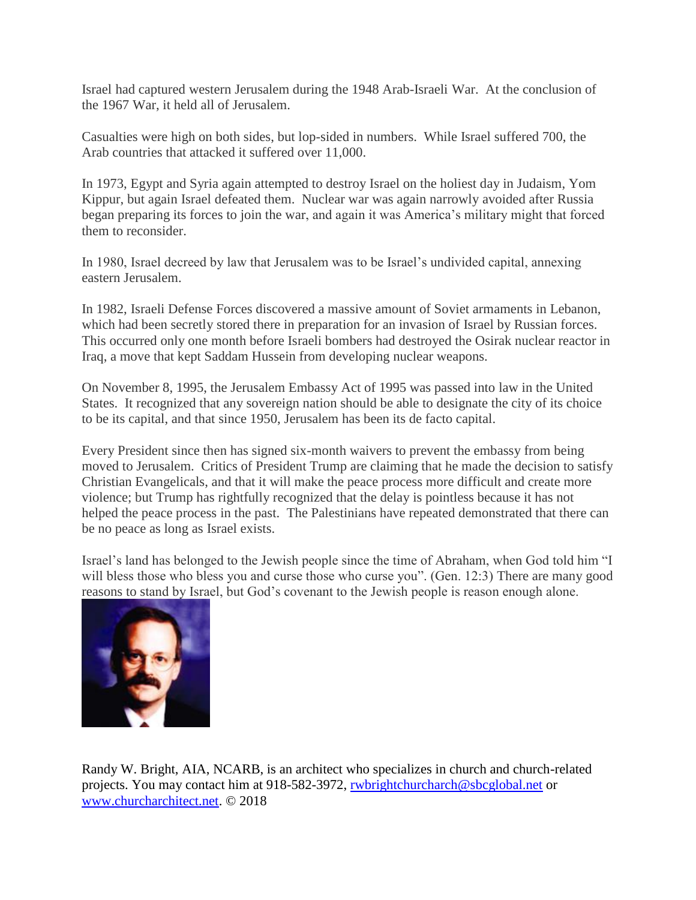Israel had captured western Jerusalem during the 1948 Arab-Israeli War. At the conclusion of the 1967 War, it held all of Jerusalem.

Casualties were high on both sides, but lop-sided in numbers. While Israel suffered 700, the Arab countries that attacked it suffered over 11,000.

In 1973, Egypt and Syria again attempted to destroy Israel on the holiest day in Judaism, Yom Kippur, but again Israel defeated them. Nuclear war was again narrowly avoided after Russia began preparing its forces to join the war, and again it was America's military might that forced them to reconsider.

In 1980, Israel decreed by law that Jerusalem was to be Israel's undivided capital, annexing eastern Jerusalem.

In 1982, Israeli Defense Forces discovered a massive amount of Soviet armaments in Lebanon, which had been secretly stored there in preparation for an invasion of Israel by Russian forces. This occurred only one month before Israeli bombers had destroyed the Osirak nuclear reactor in Iraq, a move that kept Saddam Hussein from developing nuclear weapons.

On November 8, 1995, the Jerusalem Embassy Act of 1995 was passed into law in the United States. It recognized that any sovereign nation should be able to designate the city of its choice to be its capital, and that since 1950, Jerusalem has been its de facto capital.

Every President since then has signed six-month waivers to prevent the embassy from being moved to Jerusalem. Critics of President Trump are claiming that he made the decision to satisfy Christian Evangelicals, and that it will make the peace process more difficult and create more violence; but Trump has rightfully recognized that the delay is pointless because it has not helped the peace process in the past. The Palestinians have repeated demonstrated that there can be no peace as long as Israel exists.

Israel's land has belonged to the Jewish people since the time of Abraham, when God told him "I will bless those who bless you and curse those who curse you". (Gen. 12:3) There are many good reasons to stand by Israel, but God's covenant to the Jewish people is reason enough alone.

Randy W. Bright, AIA, NCARB, is an architect who specializes in church and church-related projects. You may contact him at 918-582-3972, rwbrightchurcharch@sbcglobal.net or www.churcharchitect.net. © 2018